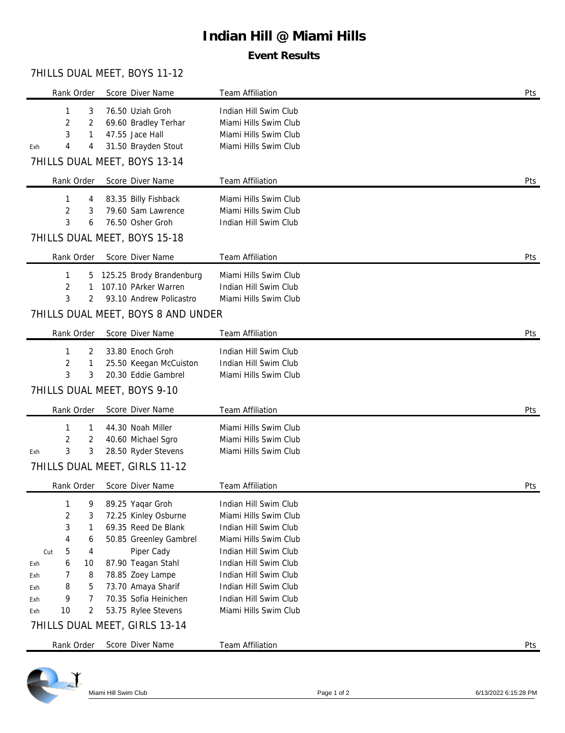# Indian Hill @ Miami Hills

## Event Results

### 7HILLS DUAL MEET, BOYS 11-12

| | Rank | Order | Score | Diver Name | Team Affiliation | Pts |
|---|---|---|---|---|---|---|
| | 1 | 3 | 76.50 | Uziah Groh | Indian Hill Swim Club | |
| | 2 | 2 | 69.60 | Bradley Terhar | Miami Hills Swim Club | |
| | 3 | 1 | 47.55 | Jace Hall | Miami Hills Swim Club | |
| Exh | 4 | 4 | 31.50 | Brayden Stout | Miami Hills Swim Club | |

### 7HILLS DUAL MEET, BOYS 13-14

| | Rank | Order | Score | Diver Name | Team Affiliation | Pts |
|---|---|---|---|---|---|---|
| | 1 | 4 | 83.35 | Billy Fishback | Miami Hills Swim Club | |
| | 2 | 3 | 79.60 | Sam Lawrence | Miami Hills Swim Club | |
| | 3 | 6 | 76.50 | Osher Groh | Indian Hill Swim Club | |

### 7HILLS DUAL MEET, BOYS 15-18

| | Rank | Order | Score | Diver Name | Team Affiliation | Pts |
|---|---|---|---|---|---|---|
| | 1 | 5 | 125.25 | Brody Brandenburg | Miami Hills Swim Club | |
| | 2 | 1 | 107.10 | PArker Warren | Indian Hill Swim Club | |
| | 3 | 2 | 93.10 | Andrew Policastro | Miami Hills Swim Club | |

### 7HILLS DUAL MEET, BOYS 8 AND UNDER

| | Rank | Order | Score | Diver Name | Team Affiliation | Pts |
|---|---|---|---|---|---|---|
| | 1 | 2 | 33.80 | Enoch Groh | Indian Hill Swim Club | |
| | 2 | 1 | 25.50 | Keegan McCuiston | Indian Hill Swim Club | |
| | 3 | 3 | 20.30 | Eddie Gambrel | Miami Hills Swim Club | |

### 7HILLS DUAL MEET, BOYS 9-10

| | Rank | Order | Score | Diver Name | Team Affiliation | Pts |
|---|---|---|---|---|---|---|
| | 1 | 1 | 44.30 | Noah Miller | Miami Hills Swim Club | |
| | 2 | 2 | 40.60 | Michael Sgro | Miami Hills Swim Club | |
| Exh | 3 | 3 | 28.50 | Ryder Stevens | Miami Hills Swim Club | |

### 7HILLS DUAL MEET, GIRLS 11-12

| | Rank | Order | Score | Diver Name | Team Affiliation | Pts |
|---|---|---|---|---|---|---|
| | 1 | 9 | 89.25 | Yaqar Groh | Indian Hill Swim Club | |
| | 2 | 3 | 72.25 | Kinley Osburne | Miami Hills Swim Club | |
| | 3 | 1 | 69.35 | Reed De Blank | Indian Hill Swim Club | |
| | 4 | 6 | 50.85 | Greenley Gambrel | Miami Hills Swim Club | |
| Cut | 5 | 4 | | Piper Cady | Indian Hill Swim Club | |
| Exh | 6 | 10 | 87.90 | Teagan Stahl | Indian Hill Swim Club | |
| Exh | 7 | 8 | 78.85 | Zoey Lampe | Indian Hill Swim Club | |
| Exh | 8 | 5 | 73.70 | Amaya Sharif | Indian Hill Swim Club | |
| Exh | 9 | 7 | 70.35 | Sofia Heinichen | Indian Hill Swim Club | |
| Exh | 10 | 2 | 53.75 | Rylee Stevens | Miami Hills Swim Club | |

### 7HILLS DUAL MEET, GIRLS 13-14

| | Rank | Order | Score | Diver Name | Team Affiliation | Pts |
|---|---|---|---|---|---|---|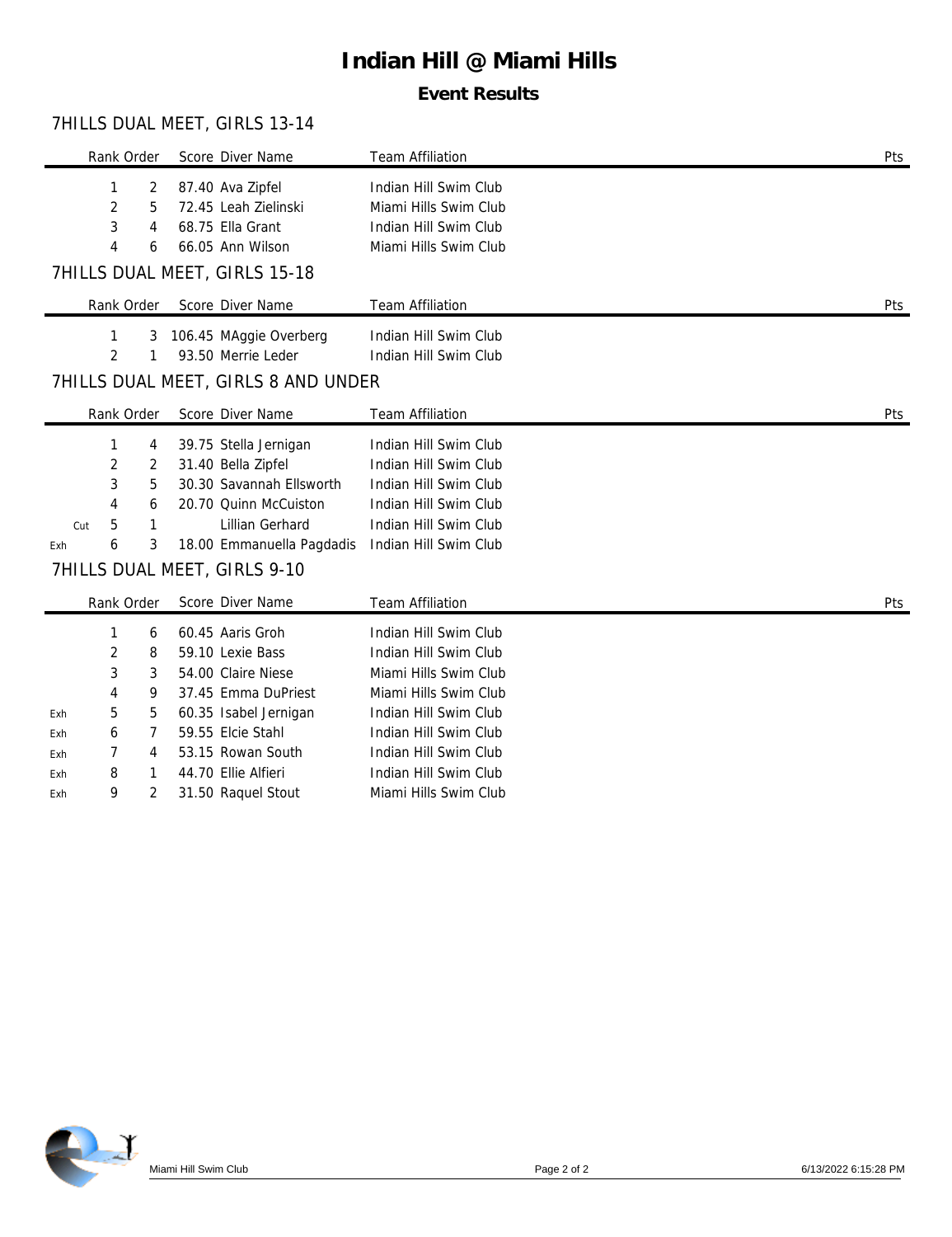# Indian Hill @ Miami Hills

## Event Results

### 7HILLS DUAL MEET, GIRLS 13-14

| | Rank | Order | Score | Diver Name | Team Affiliation | Pts |
|---|---|---|---|---|---|---|
| | 1 | 2 | 87.40 | Ava Zipfel | Indian Hill Swim Club | |
| | 2 | 5 | 72.45 | Leah Zielinski | Miami Hills Swim Club | |
| | 3 | 4 | 68.75 | Ella Grant | Indian Hill Swim Club | |
| | 4 | 6 | 66.05 | Ann Wilson | Miami Hills Swim Club | |

### 7HILLS DUAL MEET, GIRLS 15-18

| | Rank | Order | Score | Diver Name | Team Affiliation | Pts |
|---|---|---|---|---|---|---|
| | 1 | 3 | 106.45 | MAggie Overberg | Indian Hill Swim Club | |
| | 2 | 1 | 93.50 | Merrie Leder | Indian Hill Swim Club | |

### 7HILLS DUAL MEET, GIRLS 8 AND UNDER

| | Rank | Order | Score | Diver Name | Team Affiliation | Pts |
|---|---|---|---|---|---|---|
| | 1 | 4 | 39.75 | Stella Jernigan | Indian Hill Swim Club | |
| | 2 | 2 | 31.40 | Bella Zipfel | Indian Hill Swim Club | |
| | 3 | 5 | 30.30 | Savannah Ellsworth | Indian Hill Swim Club | |
| | 4 | 6 | 20.70 | Quinn McCuiston | Indian Hill Swim Club | |
| Cut | 5 | 1 | | Lillian Gerhard | Indian Hill Swim Club | |
| Exh | 6 | 3 | 18.00 | Emmanuella Pagdadis | Indian Hill Swim Club | |

### 7HILLS DUAL MEET, GIRLS 9-10

| | Rank | Order | Score | Diver Name | Team Affiliation | Pts |
|---|---|---|---|---|---|---|
| | 1 | 6 | 60.45 | Aaris Groh | Indian Hill Swim Club | |
| | 2 | 8 | 59.10 | Lexie Bass | Indian Hill Swim Club | |
| | 3 | 3 | 54.00 | Claire Niese | Miami Hills Swim Club | |
| | 4 | 9 | 37.45 | Emma DuPriest | Miami Hills Swim Club | |
| Exh | 5 | 5 | 60.35 | Isabel Jernigan | Indian Hill Swim Club | |
| Exh | 6 | 7 | 59.55 | Elcie Stahl | Indian Hill Swim Club | |
| Exh | 7 | 4 | 53.15 | Rowan South | Indian Hill Swim Club | |
| Exh | 8 | 1 | 44.70 | Ellie Alfieri | Indian Hill Swim Club | |
| Exh | 9 | 2 | 31.50 | Raquel Stout | Miami Hills Swim Club | |